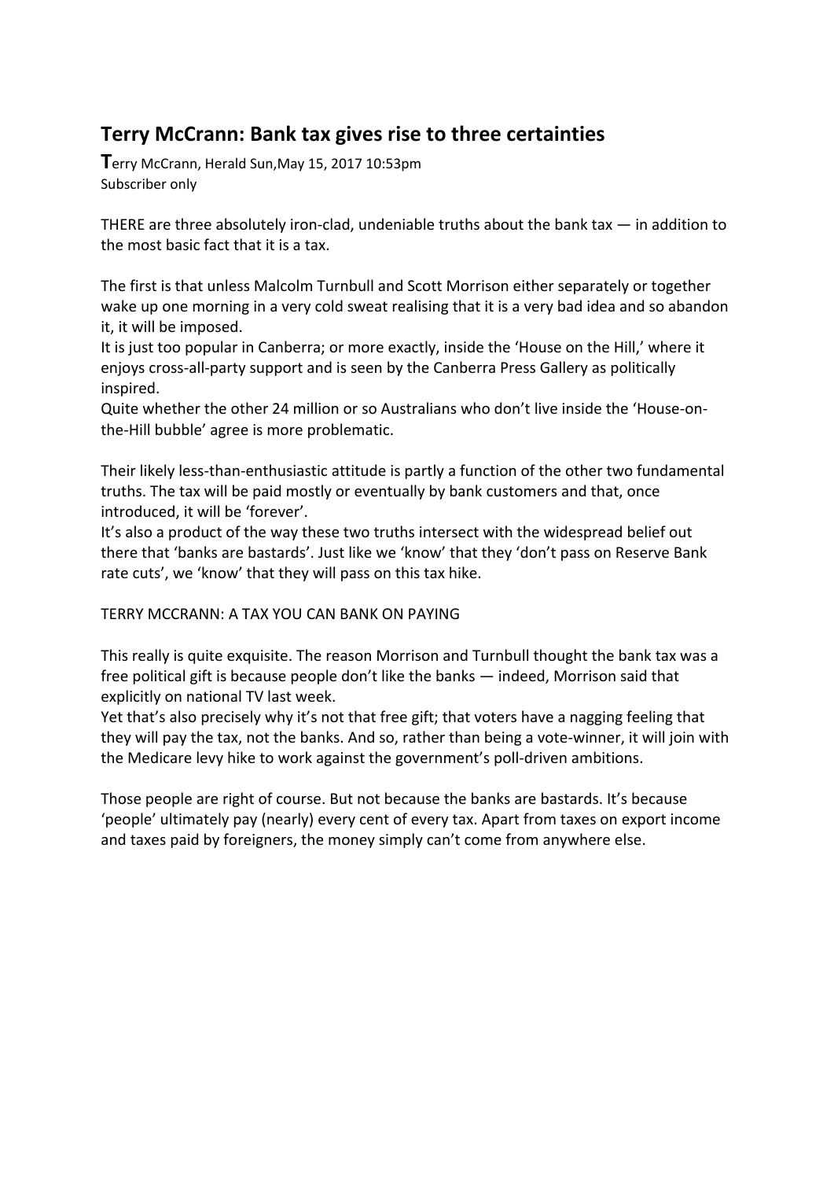# Terry McCrann: Bank tax gives rise to three certainties

Terry McCrann, Herald Sun,May 15, 2017 10:53pm
Subscriber only

THERE are three absolutely iron-clad, undeniable truths about the bank tax — in addition to the most basic fact that it is a tax.

The first is that unless Malcolm Turnbull and Scott Morrison either separately or together wake up one morning in a very cold sweat realising that it is a very bad idea and so abandon it, it will be imposed.
It is just too popular in Canberra; or more exactly, inside the 'House on the Hill,' where it enjoys cross-all-party support and is seen by the Canberra Press Gallery as politically inspired.
Quite whether the other 24 million or so Australians who don't live inside the 'House-on-the-Hill bubble' agree is more problematic.

Their likely less-than-enthusiastic attitude is partly a function of the other two fundamental truths. The tax will be paid mostly or eventually by bank customers and that, once introduced, it will be 'forever'.
It's also a product of the way these two truths intersect with the widespread belief out there that 'banks are bastards'. Just like we 'know' that they 'don't pass on Reserve Bank rate cuts', we 'know' that they will pass on this tax hike.

TERRY MCCRANN: A TAX YOU CAN BANK ON PAYING

This really is quite exquisite. The reason Morrison and Turnbull thought the bank tax was a free political gift is because people don't like the banks — indeed, Morrison said that explicitly on national TV last week.
Yet that's also precisely why it's not that free gift; that voters have a nagging feeling that they will pay the tax, not the banks. And so, rather than being a vote-winner, it will join with the Medicare levy hike to work against the government's poll-driven ambitions.

Those people are right of course. But not because the banks are bastards. It's because 'people' ultimately pay (nearly) every cent of every tax. Apart from taxes on export income and taxes paid by foreigners, the money simply can't come from anywhere else.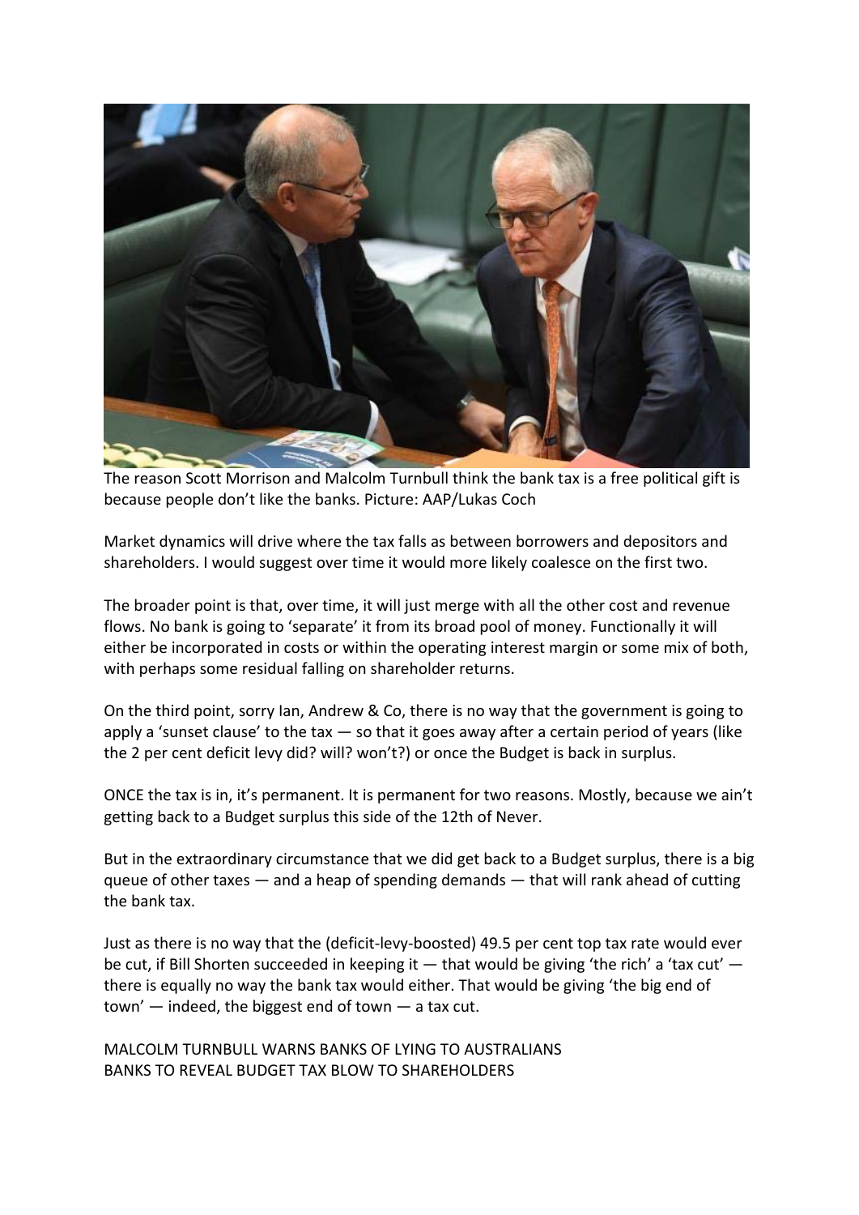The reason Scott Morrison and Malcolm Turnbull think the bank tax is a free political gift is because people don't like the banks. Picture: AAP/Lukas Coch

Market dynamics will drive where the tax falls as between borrowers and depositors and shareholders. I would suggest over time it would more likely coalesce on the first two.

The broader point is that, over time, it will just merge with all the other cost and revenue flows. No bank is going to 'separate' it from its broad pool of money. Functionally it will either be incorporated in costs or within the operating interest margin or some mix of both, with perhaps some residual falling on shareholder returns.

On the third point, sorry Ian, Andrew & Co, there is no way that the government is going to apply a 'sunset clause' to the tax — so that it goes away after a certain period of years (like the 2 per cent deficit levy did? will? won't?) or once the Budget is back in surplus.

ONCE the tax is in, it's permanent. It is permanent for two reasons. Mostly, because we ain't getting back to a Budget surplus this side of the 12th of Never.

But in the extraordinary circumstance that we did get back to a Budget surplus, there is a big queue of other taxes — and a heap of spending demands — that will rank ahead of cutting the bank tax.

Just as there is no way that the (deficit-levy-boosted) 49.5 per cent top tax rate would ever be cut, if Bill Shorten succeeded in keeping it — that would be giving 'the rich' a 'tax cut' — there is equally no way the bank tax would either. That would be giving 'the big end of town' — indeed, the biggest end of town — a tax cut.

MALCOLM TURNBULL WARNS BANKS OF LYING TO AUSTRALIANS
BANKS TO REVEAL BUDGET TAX BLOW TO SHAREHOLDERS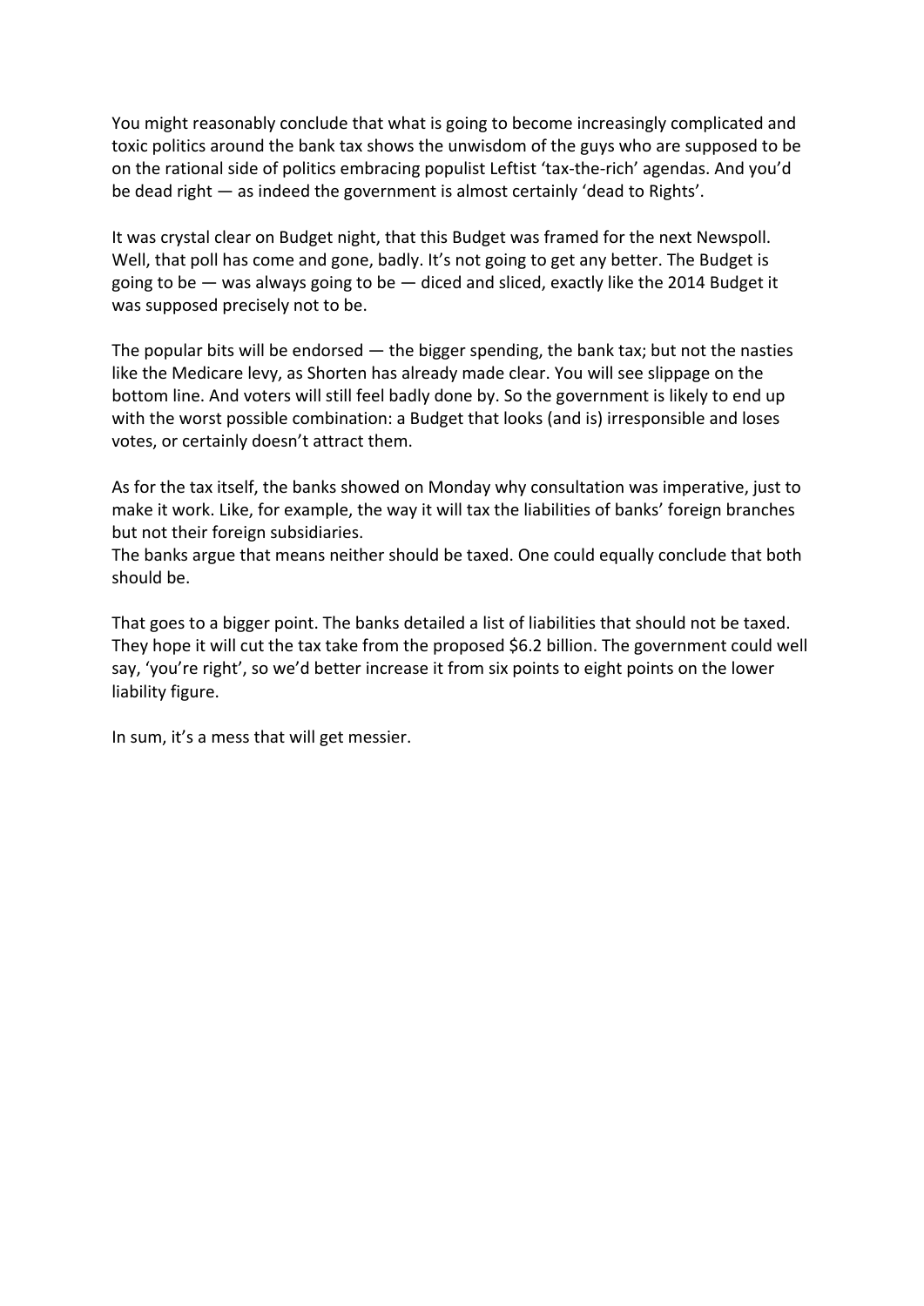You might reasonably conclude that what is going to become increasingly complicated and toxic politics around the bank tax shows the unwisdom of the guys who are supposed to be on the rational side of politics embracing populist Leftist 'tax-the-rich' agendas. And you'd be dead right — as indeed the government is almost certainly 'dead to Rights'.

It was crystal clear on Budget night, that this Budget was framed for the next Newspoll. Well, that poll has come and gone, badly. It's not going to get any better. The Budget is going to be — was always going to be — diced and sliced, exactly like the 2014 Budget it was supposed precisely not to be.

The popular bits will be endorsed — the bigger spending, the bank tax; but not the nasties like the Medicare levy, as Shorten has already made clear. You will see slippage on the bottom line. And voters will still feel badly done by. So the government is likely to end up with the worst possible combination: a Budget that looks (and is) irresponsible and loses votes, or certainly doesn't attract them.

As for the tax itself, the banks showed on Monday why consultation was imperative, just to make it work. Like, for example, the way it will tax the liabilities of banks' foreign branches but not their foreign subsidiaries.
The banks argue that means neither should be taxed. One could equally conclude that both should be.

That goes to a bigger point. The banks detailed a list of liabilities that should not be taxed. They hope it will cut the tax take from the proposed $6.2 billion. The government could well say, 'you're right', so we'd better increase it from six points to eight points on the lower liability figure.

In sum, it's a mess that will get messier.